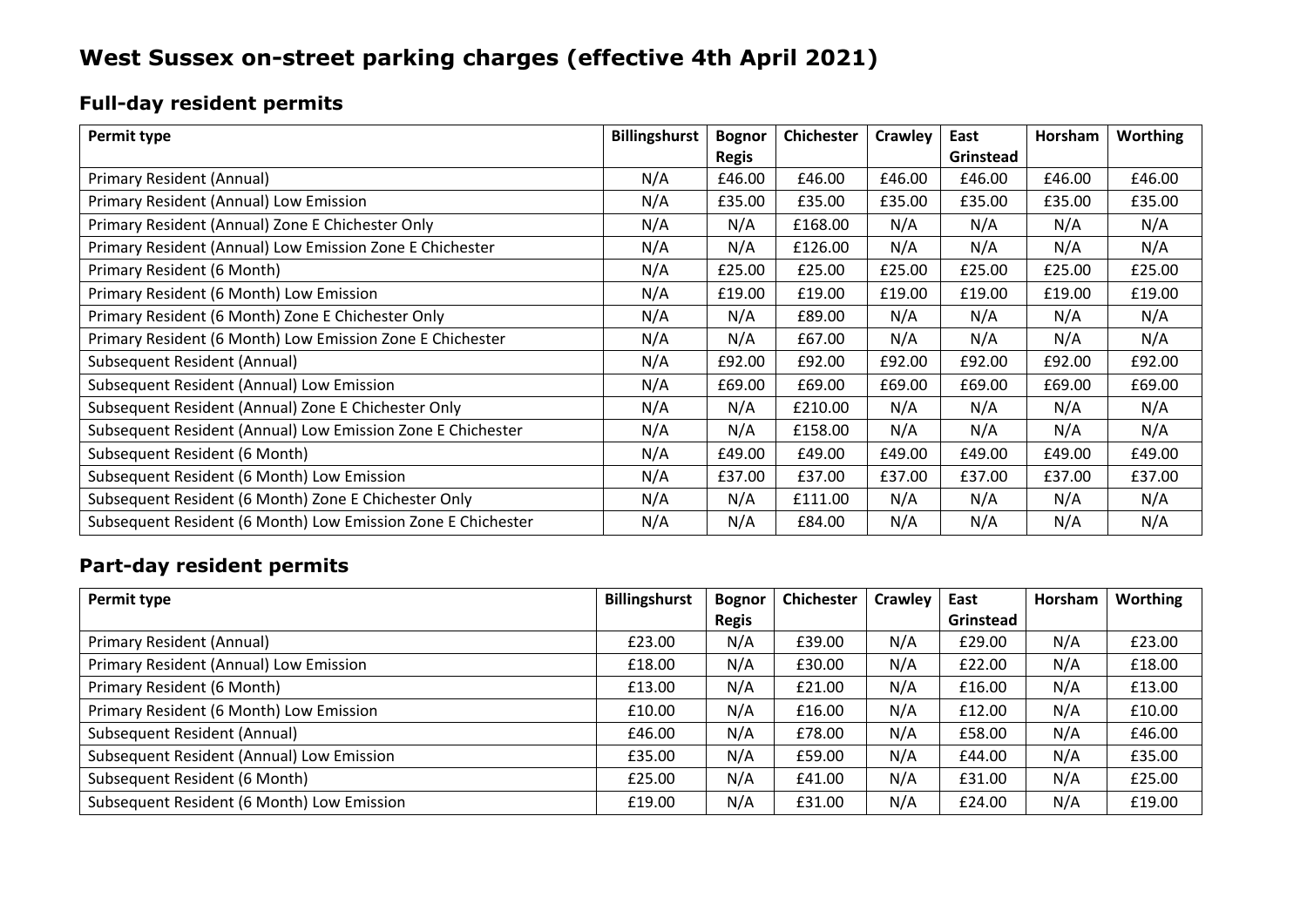# West Sussex on-street parking charges (effective 4th April 2021)

## Full-day resident permits

| Permit type | Billingshurst | Bognor Regis | Chichester | Crawley | East Grinstead | Horsham | Worthing |
|---|---|---|---|---|---|---|---|
| Primary Resident (Annual) | N/A | £46.00 | £46.00 | £46.00 | £46.00 | £46.00 | £46.00 |
| Primary Resident (Annual) Low Emission | N/A | £35.00 | £35.00 | £35.00 | £35.00 | £35.00 | £35.00 |
| Primary Resident (Annual) Zone E Chichester Only | N/A | N/A | £168.00 | N/A | N/A | N/A | N/A |
| Primary Resident (Annual) Low Emission Zone E Chichester | N/A | N/A | £126.00 | N/A | N/A | N/A | N/A |
| Primary Resident (6 Month) | N/A | £25.00 | £25.00 | £25.00 | £25.00 | £25.00 | £25.00 |
| Primary Resident (6 Month) Low Emission | N/A | £19.00 | £19.00 | £19.00 | £19.00 | £19.00 | £19.00 |
| Primary Resident (6 Month) Zone E Chichester Only | N/A | N/A | £89.00 | N/A | N/A | N/A | N/A |
| Primary Resident (6 Month) Low Emission Zone E Chichester | N/A | N/A | £67.00 | N/A | N/A | N/A | N/A |
| Subsequent Resident (Annual) | N/A | £92.00 | £92.00 | £92.00 | £92.00 | £92.00 | £92.00 |
| Subsequent Resident (Annual) Low Emission | N/A | £69.00 | £69.00 | £69.00 | £69.00 | £69.00 | £69.00 |
| Subsequent Resident (Annual) Zone E Chichester Only | N/A | N/A | £210.00 | N/A | N/A | N/A | N/A |
| Subsequent Resident (Annual) Low Emission Zone E Chichester | N/A | N/A | £158.00 | N/A | N/A | N/A | N/A |
| Subsequent Resident (6 Month) | N/A | £49.00 | £49.00 | £49.00 | £49.00 | £49.00 | £49.00 |
| Subsequent Resident (6 Month) Low Emission | N/A | £37.00 | £37.00 | £37.00 | £37.00 | £37.00 | £37.00 |
| Subsequent Resident (6 Month) Zone E Chichester Only | N/A | N/A | £111.00 | N/A | N/A | N/A | N/A |
| Subsequent Resident (6 Month) Low Emission Zone E Chichester | N/A | N/A | £84.00 | N/A | N/A | N/A | N/A |

## Part-day resident permits

| Permit type | Billingshurst | Bognor Regis | Chichester | Crawley | East Grinstead | Horsham | Worthing |
|---|---|---|---|---|---|---|---|
| Primary Resident (Annual) | £23.00 | N/A | £39.00 | N/A | £29.00 | N/A | £23.00 |
| Primary Resident (Annual) Low Emission | £18.00 | N/A | £30.00 | N/A | £22.00 | N/A | £18.00 |
| Primary Resident (6 Month) | £13.00 | N/A | £21.00 | N/A | £16.00 | N/A | £13.00 |
| Primary Resident (6 Month) Low Emission | £10.00 | N/A | £16.00 | N/A | £12.00 | N/A | £10.00 |
| Subsequent Resident (Annual) | £46.00 | N/A | £78.00 | N/A | £58.00 | N/A | £46.00 |
| Subsequent Resident (Annual) Low Emission | £35.00 | N/A | £59.00 | N/A | £44.00 | N/A | £35.00 |
| Subsequent Resident (6 Month) | £25.00 | N/A | £41.00 | N/A | £31.00 | N/A | £25.00 |
| Subsequent Resident (6 Month) Low Emission | £19.00 | N/A | £31.00 | N/A | £24.00 | N/A | £19.00 |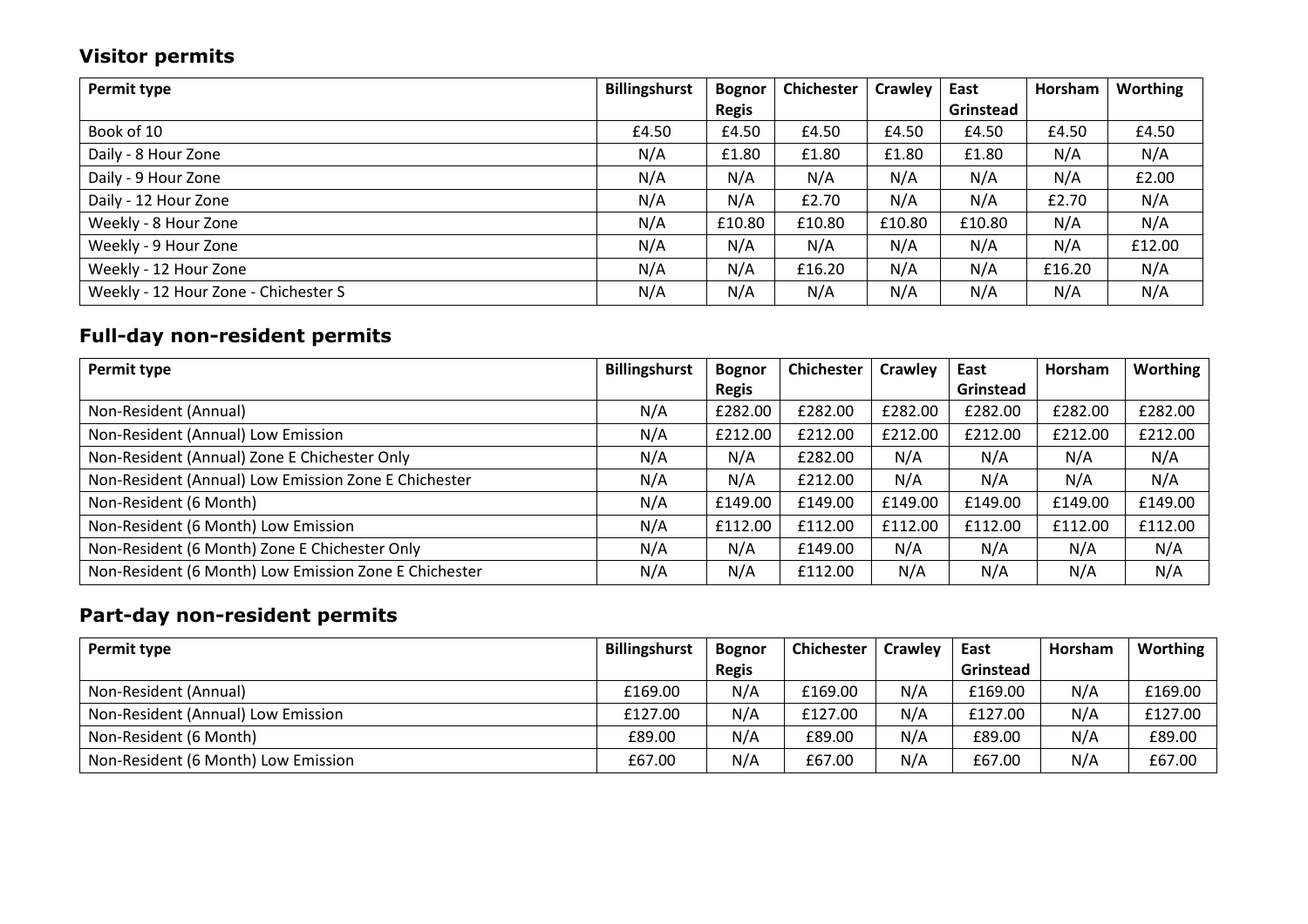## Visitor permits

| Permit type | Billingshurst | Bognor Regis | Chichester | Crawley | East Grinstead | Horsham | Worthing |
|---|---|---|---|---|---|---|---|
| Book of 10 | £4.50 | £4.50 | £4.50 | £4.50 | £4.50 | £4.50 | £4.50 |
| Daily - 8 Hour Zone | N/A | £1.80 | £1.80 | £1.80 | £1.80 | N/A | N/A |
| Daily - 9 Hour Zone | N/A | N/A | N/A | N/A | N/A | N/A | £2.00 |
| Daily - 12 Hour Zone | N/A | N/A | £2.70 | N/A | N/A | £2.70 | N/A |
| Weekly - 8 Hour Zone | N/A | £10.80 | £10.80 | £10.80 | £10.80 | N/A | N/A |
| Weekly - 9 Hour Zone | N/A | N/A | N/A | N/A | N/A | N/A | £12.00 |
| Weekly - 12 Hour Zone | N/A | N/A | £16.20 | N/A | N/A | £16.20 | N/A |
| Weekly - 12 Hour Zone - Chichester S | N/A | N/A | N/A | N/A | N/A | N/A | N/A |

## Full-day non-resident permits

| Permit type | Billingshurst | Bognor Regis | Chichester | Crawley | East Grinstead | Horsham | Worthing |
|---|---|---|---|---|---|---|---|
| Non-Resident (Annual) | N/A | £282.00 | £282.00 | £282.00 | £282.00 | £282.00 | £282.00 |
| Non-Resident (Annual) Low Emission | N/A | £212.00 | £212.00 | £212.00 | £212.00 | £212.00 | £212.00 |
| Non-Resident (Annual) Zone E Chichester Only | N/A | N/A | £282.00 | N/A | N/A | N/A | N/A |
| Non-Resident (Annual) Low Emission Zone E Chichester | N/A | N/A | £212.00 | N/A | N/A | N/A | N/A |
| Non-Resident (6 Month) | N/A | £149.00 | £149.00 | £149.00 | £149.00 | £149.00 | £149.00 |
| Non-Resident (6 Month) Low Emission | N/A | £112.00 | £112.00 | £112.00 | £112.00 | £112.00 | £112.00 |
| Non-Resident (6 Month) Zone E Chichester Only | N/A | N/A | £149.00 | N/A | N/A | N/A | N/A |
| Non-Resident (6 Month) Low Emission Zone E Chichester | N/A | N/A | £112.00 | N/A | N/A | N/A | N/A |

## Part-day non-resident permits

| Permit type | Billingshurst | Bognor Regis | Chichester | Crawley | East Grinstead | Horsham | Worthing |
|---|---|---|---|---|---|---|---|
| Non-Resident (Annual) | £169.00 | N/A | £169.00 | N/A | £169.00 | N/A | £169.00 |
| Non-Resident (Annual) Low Emission | £127.00 | N/A | £127.00 | N/A | £127.00 | N/A | £127.00 |
| Non-Resident (6 Month) | £89.00 | N/A | £89.00 | N/A | £89.00 | N/A | £89.00 |
| Non-Resident (6 Month) Low Emission | £67.00 | N/A | £67.00 | N/A | £67.00 | N/A | £67.00 |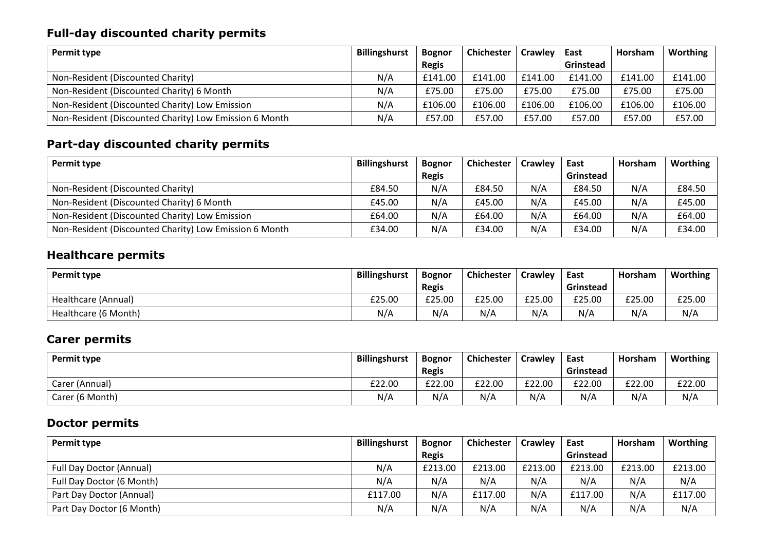## Full-day discounted charity permits

| Permit type | Billingshurst | Bognor Regis | Chichester | Crawley | East Grinstead | Horsham | Worthing |
|---|---|---|---|---|---|---|---|
| Non-Resident (Discounted Charity) | N/A | £141.00 | £141.00 | £141.00 | £141.00 | £141.00 | £141.00 |
| Non-Resident (Discounted Charity) 6 Month | N/A | £75.00 | £75.00 | £75.00 | £75.00 | £75.00 | £75.00 |
| Non-Resident (Discounted Charity) Low Emission | N/A | £106.00 | £106.00 | £106.00 | £106.00 | £106.00 | £106.00 |
| Non-Resident (Discounted Charity) Low Emission 6 Month | N/A | £57.00 | £57.00 | £57.00 | £57.00 | £57.00 | £57.00 |

## Part-day discounted charity permits

| Permit type | Billingshurst | Bognor Regis | Chichester | Crawley | East Grinstead | Horsham | Worthing |
|---|---|---|---|---|---|---|---|
| Non-Resident (Discounted Charity) | £84.50 | N/A | £84.50 | N/A | £84.50 | N/A | £84.50 |
| Non-Resident (Discounted Charity) 6 Month | £45.00 | N/A | £45.00 | N/A | £45.00 | N/A | £45.00 |
| Non-Resident (Discounted Charity) Low Emission | £64.00 | N/A | £64.00 | N/A | £64.00 | N/A | £64.00 |
| Non-Resident (Discounted Charity) Low Emission 6 Month | £34.00 | N/A | £34.00 | N/A | £34.00 | N/A | £34.00 |

## Healthcare permits

| Permit type | Billingshurst | Bognor Regis | Chichester | Crawley | East Grinstead | Horsham | Worthing |
|---|---|---|---|---|---|---|---|
| Healthcare (Annual) | £25.00 | £25.00 | £25.00 | £25.00 | £25.00 | £25.00 | £25.00 |
| Healthcare (6 Month) | N/A | N/A | N/A | N/A | N/A | N/A | N/A |

## Carer permits

| Permit type | Billingshurst | Bognor Regis | Chichester | Crawley | East Grinstead | Horsham | Worthing |
|---|---|---|---|---|---|---|---|
| Carer (Annual) | £22.00 | £22.00 | £22.00 | £22.00 | £22.00 | £22.00 | £22.00 |
| Carer (6 Month) | N/A | N/A | N/A | N/A | N/A | N/A | N/A |

## Doctor permits

| Permit type | Billingshurst | Bognor Regis | Chichester | Crawley | East Grinstead | Horsham | Worthing |
|---|---|---|---|---|---|---|---|
| Full Day Doctor (Annual) | N/A | £213.00 | £213.00 | £213.00 | £213.00 | £213.00 | £213.00 |
| Full Day Doctor (6 Month) | N/A | N/A | N/A | N/A | N/A | N/A | N/A |
| Part Day Doctor (Annual) | £117.00 | N/A | £117.00 | N/A | £117.00 | N/A | £117.00 |
| Part Day Doctor (6 Month) | N/A | N/A | N/A | N/A | N/A | N/A | N/A |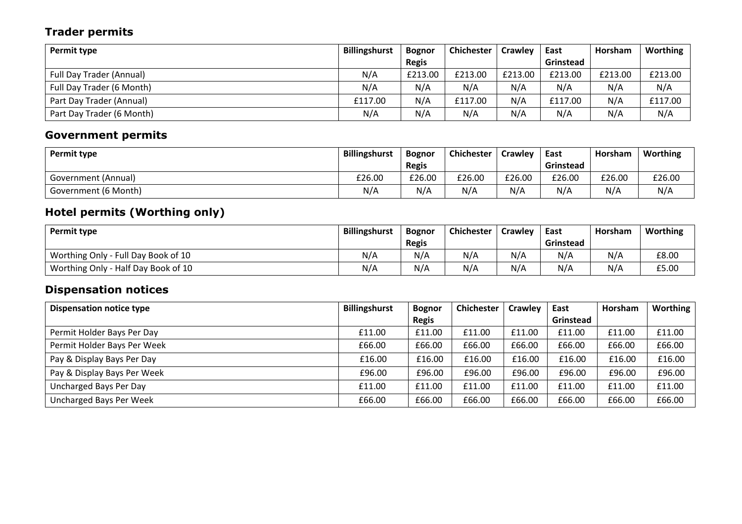## Trader permits

| Permit type | Billingshurst | Bognor Regis | Chichester | Crawley | East Grinstead | Horsham | Worthing |
|---|---|---|---|---|---|---|---|
| Full Day Trader (Annual) | N/A | £213.00 | £213.00 | £213.00 | £213.00 | £213.00 | £213.00 |
| Full Day Trader (6 Month) | N/A | N/A | N/A | N/A | N/A | N/A | N/A |
| Part Day Trader (Annual) | £117.00 | N/A | £117.00 | N/A | £117.00 | N/A | £117.00 |
| Part Day Trader (6 Month) | N/A | N/A | N/A | N/A | N/A | N/A | N/A |

## Government permits

| Permit type | Billingshurst | Bognor Regis | Chichester | Crawley | East Grinstead | Horsham | Worthing |
|---|---|---|---|---|---|---|---|
| Government (Annual) | £26.00 | £26.00 | £26.00 | £26.00 | £26.00 | £26.00 | £26.00 |
| Government (6 Month) | N/A | N/A | N/A | N/A | N/A | N/A | N/A |

## Hotel permits (Worthing only)

| Permit type | Billingshurst | Bognor Regis | Chichester | Crawley | East Grinstead | Horsham | Worthing |
|---|---|---|---|---|---|---|---|
| Worthing Only - Full Day Book of 10 | N/A | N/A | N/A | N/A | N/A | N/A | £8.00 |
| Worthing Only - Half Day Book of 10 | N/A | N/A | N/A | N/A | N/A | N/A | £5.00 |

## Dispensation notices

| Dispensation notice type | Billingshurst | Bognor Regis | Chichester | Crawley | East Grinstead | Horsham | Worthing |
|---|---|---|---|---|---|---|---|
| Permit Holder Bays Per Day | £11.00 | £11.00 | £11.00 | £11.00 | £11.00 | £11.00 | £11.00 |
| Permit Holder Bays Per Week | £66.00 | £66.00 | £66.00 | £66.00 | £66.00 | £66.00 | £66.00 |
| Pay & Display Bays Per Day | £16.00 | £16.00 | £16.00 | £16.00 | £16.00 | £16.00 | £16.00 |
| Pay & Display Bays Per Week | £96.00 | £96.00 | £96.00 | £96.00 | £96.00 | £96.00 | £96.00 |
| Uncharged Bays Per Day | £11.00 | £11.00 | £11.00 | £11.00 | £11.00 | £11.00 | £11.00 |
| Uncharged Bays Per Week | £66.00 | £66.00 | £66.00 | £66.00 | £66.00 | £66.00 | £66.00 |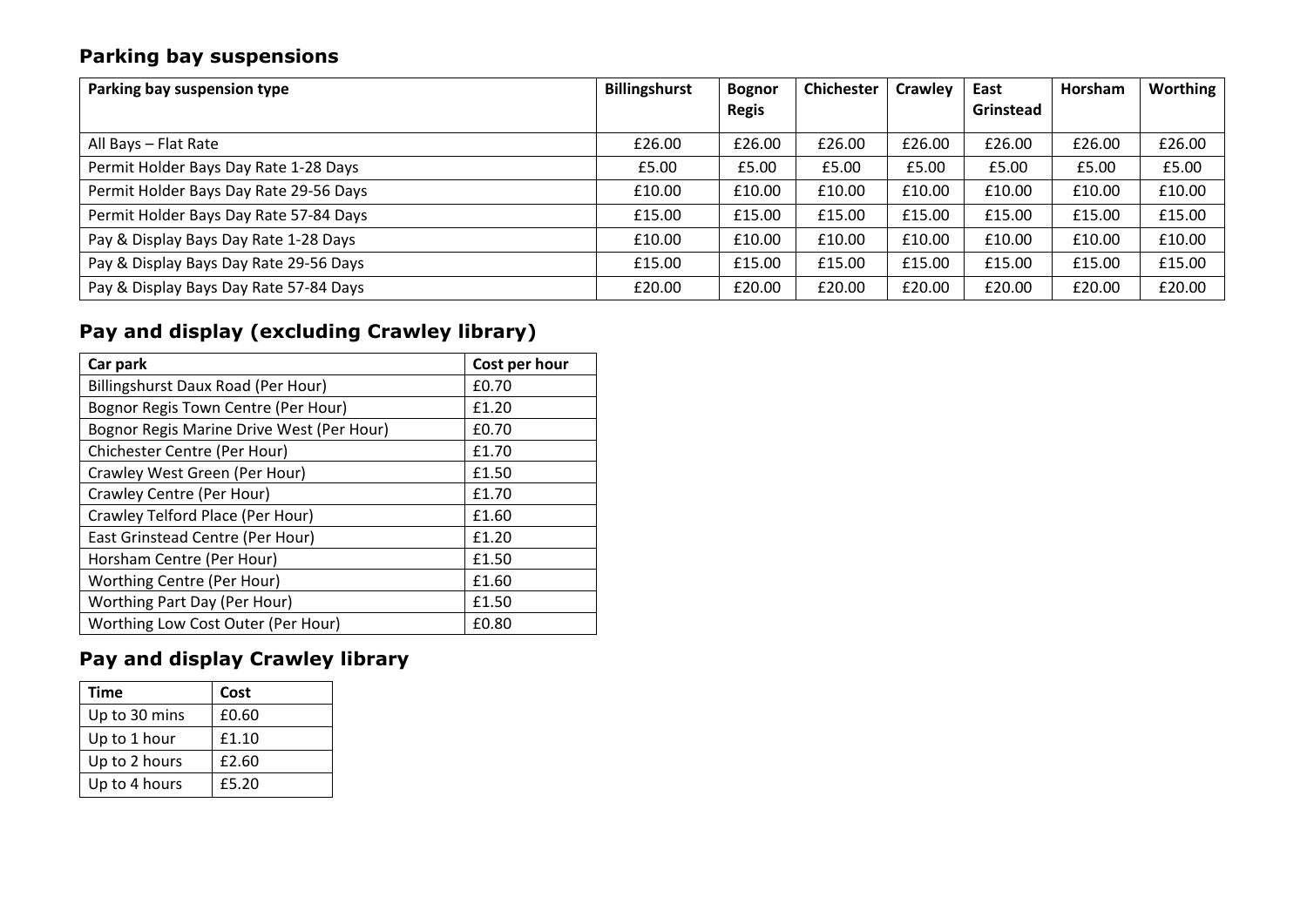## Parking bay suspensions

| Parking bay suspension type | Billingshurst | Bognor Regis | Chichester | Crawley | East Grinstead | Horsham | Worthing |
|---|---|---|---|---|---|---|---|
| All Bays – Flat Rate | £26.00 | £26.00 | £26.00 | £26.00 | £26.00 | £26.00 | £26.00 |
| Permit Holder Bays Day Rate 1-28 Days | £5.00 | £5.00 | £5.00 | £5.00 | £5.00 | £5.00 | £5.00 |
| Permit Holder Bays Day Rate 29-56 Days | £10.00 | £10.00 | £10.00 | £10.00 | £10.00 | £10.00 | £10.00 |
| Permit Holder Bays Day Rate 57-84 Days | £15.00 | £15.00 | £15.00 | £15.00 | £15.00 | £15.00 | £15.00 |
| Pay & Display Bays Day Rate 1-28 Days | £10.00 | £10.00 | £10.00 | £10.00 | £10.00 | £10.00 | £10.00 |
| Pay & Display Bays Day Rate 29-56 Days | £15.00 | £15.00 | £15.00 | £15.00 | £15.00 | £15.00 | £15.00 |
| Pay & Display Bays Day Rate 57-84 Days | £20.00 | £20.00 | £20.00 | £20.00 | £20.00 | £20.00 | £20.00 |

## Pay and display (excluding Crawley library)

| Car park | Cost per hour |
|---|---|
| Billingshurst Daux Road (Per Hour) | £0.70 |
| Bognor Regis Town Centre (Per Hour) | £1.20 |
| Bognor Regis Marine Drive West (Per Hour) | £0.70 |
| Chichester Centre (Per Hour) | £1.70 |
| Crawley West Green (Per Hour) | £1.50 |
| Crawley Centre (Per Hour) | £1.70 |
| Crawley Telford Place (Per Hour) | £1.60 |
| East Grinstead Centre (Per Hour) | £1.20 |
| Horsham Centre (Per Hour) | £1.50 |
| Worthing Centre (Per Hour) | £1.60 |
| Worthing Part Day (Per Hour) | £1.50 |
| Worthing Low Cost Outer (Per Hour) | £0.80 |

## Pay and display Crawley library

| Time | Cost |
|---|---|
| Up to 30 mins | £0.60 |
| Up to 1 hour | £1.10 |
| Up to 2 hours | £2.60 |
| Up to 4 hours | £5.20 |